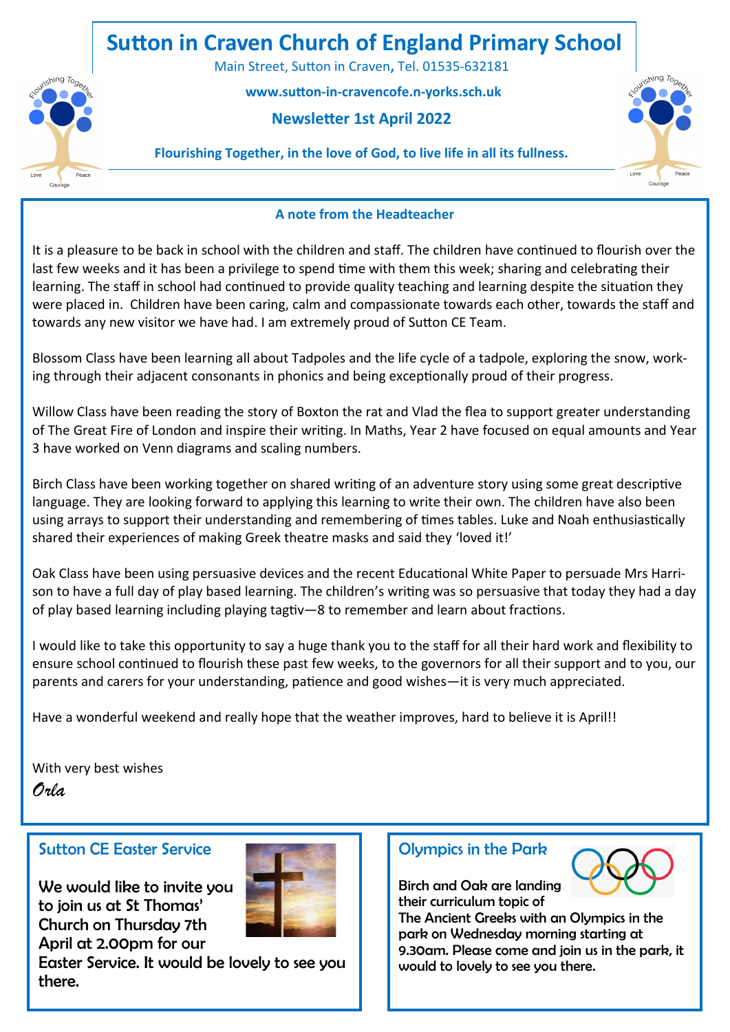# Sutton in Craven Church of England Primary School

Main Street, Sutton in Craven, Tel. 01535-632181

**www.sutton-in-cravencofe.n-yorks.sch.uk**

**Newsletter 1st April 2022**

**Flourishing Together, in the love of God, to live life in all its fullness.**

## A note from the Headteacher

It is a pleasure to be back in school with the children and staff. The children have continued to flourish over the last few weeks and it has been a privilege to spend time with them this week; sharing and celebrating their learning. The staff in school had continued to provide quality teaching and learning despite the situation they were placed in. Children have been caring, calm and compassionate towards each other, towards the staff and towards any new visitor we have had. I am extremely proud of Sutton CE Team.

Blossom Class have been learning all about Tadpoles and the life cycle of a tadpole, exploring the snow, working through their adjacent consonants in phonics and being exceptionally proud of their progress.

Willow Class have been reading the story of Boxton the rat and Vlad the flea to support greater understanding of The Great Fire of London and inspire their writing. In Maths, Year 2 have focused on equal amounts and Year 3 have worked on Venn diagrams and scaling numbers.

Birch Class have been working together on shared writing of an adventure story using some great descriptive language. They are looking forward to applying this learning to write their own. The children have also been using arrays to support their understanding and remembering of times tables. Luke and Noah enthusiastically shared their experiences of making Greek theatre masks and said they 'loved it!'

Oak Class have been using persuasive devices and the recent Educational White Paper to persuade Mrs Harrison to have a full day of play based learning. The children's writing was so persuasive that today they had a day of play based learning including playing tagtiv—8 to remember and learn about fractions.

I would like to take this opportunity to say a huge thank you to the staff for all their hard work and flexibility to ensure school continued to flourish these past few weeks, to the governors for all their support and to you, our parents and carers for your understanding, patience and good wishes—it is very much appreciated.

Have a wonderful weekend and really hope that the weather improves, hard to believe it is April!!

With very best wishes

*Orla*

## Sutton CE Easter Service

We would like to invite you to join us at St Thomas' Church on Thursday 7th April at 2.00pm for our Easter Service. It would be lovely to see you there.

## Olympics in the Park

Birch and Oak are landing their curriculum topic of The Ancient Greeks with an Olympics in the park on Wednesday morning starting at 9.30am. Please come and join us in the park, it would to lovely to see you there.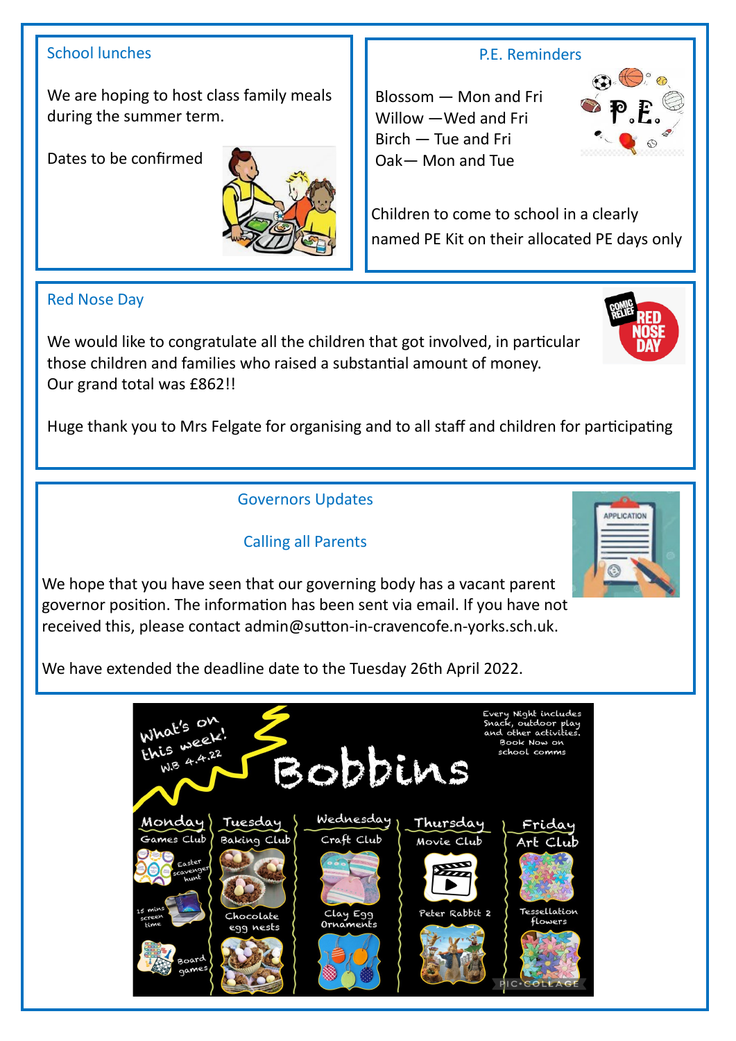## School lunches

We are hoping to host class family meals during the summer term.

Dates to be confirmed

## P.E. Reminders

Blossom — Mon and Fri
Willow —Wed and Fri
Birch — Tue and Fri
Oak— Mon and Tue

Children to come to school in a clearly named PE Kit on their allocated PE days only

## Red Nose Day

We would like to congratulate all the children that got involved, in particular those children and families who raised a substantial amount of money.
Our grand total was £862!!

Huge thank you to Mrs Felgate for organising and to all staff and children for participating

## Governors Updates

### Calling all Parents

We hope that you have seen that our governing body has a vacant parent governor position. The information has been sent via email. If you have not received this, please contact admin@sutton-in-cravencofe.n-yorks.sch.uk.

We have extended the deadline date to the Tuesday 26th April 2022.

## What's on this week! W.B 4.4.22 — Bobbins

Every Night includes Snack, outdoor play and other activities. Book Now on school comms

| Monday | Tuesday | Wednesday | Thursday | Friday |
|---|---|---|---|---|
| Games Club | Baking Club | Craft Club | Movie Club | Art Club |
| Easter scavenger hunt | Chocolate egg nests | Clay Egg Ornaments | Peter Rabbit 2 | Tessellation flowers |
| 15 mins screen time | | | | |
| Board games | | | | |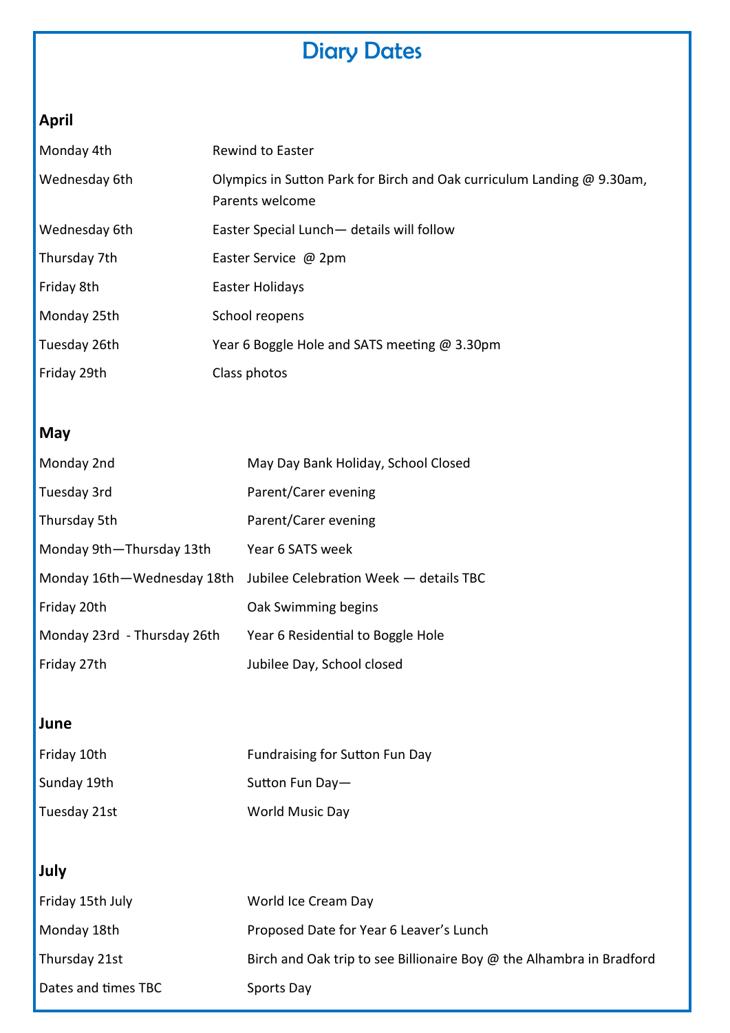# Diary Dates

## April

| | |
|---|---|
| Monday 4th | Rewind to Easter |
| Wednesday 6th | Olympics in Sutton Park for Birch and Oak curriculum Landing @ 9.30am, Parents welcome |
| Wednesday 6th | Easter Special Lunch— details will follow |
| Thursday 7th | Easter Service @ 2pm |
| Friday 8th | Easter Holidays |
| Monday 25th | School reopens |
| Tuesday 26th | Year 6 Boggle Hole and SATS meeting @ 3.30pm |
| Friday 29th | Class photos |

## May

| | |
|---|---|
| Monday 2nd | May Day Bank Holiday, School Closed |
| Tuesday 3rd | Parent/Carer evening |
| Thursday 5th | Parent/Carer evening |
| Monday 9th—Thursday 13th | Year 6 SATS week |
| Monday 16th—Wednesday 18th | Jubilee Celebration Week — details TBC |
| Friday 20th | Oak Swimming begins |
| Monday 23rd - Thursday 26th | Year 6 Residential to Boggle Hole |
| Friday 27th | Jubilee Day, School closed |

## June

| | |
|---|---|
| Friday 10th | Fundraising for Sutton Fun Day |
| Sunday 19th | Sutton Fun Day— |
| Tuesday 21st | World Music Day |

## July

| | |
|---|---|
| Friday 15th July | World Ice Cream Day |
| Monday 18th | Proposed Date for Year 6 Leaver's Lunch |
| Thursday 21st | Birch and Oak trip to see Billionaire Boy @ the Alhambra in Bradford |
| Dates and times TBC | Sports Day |